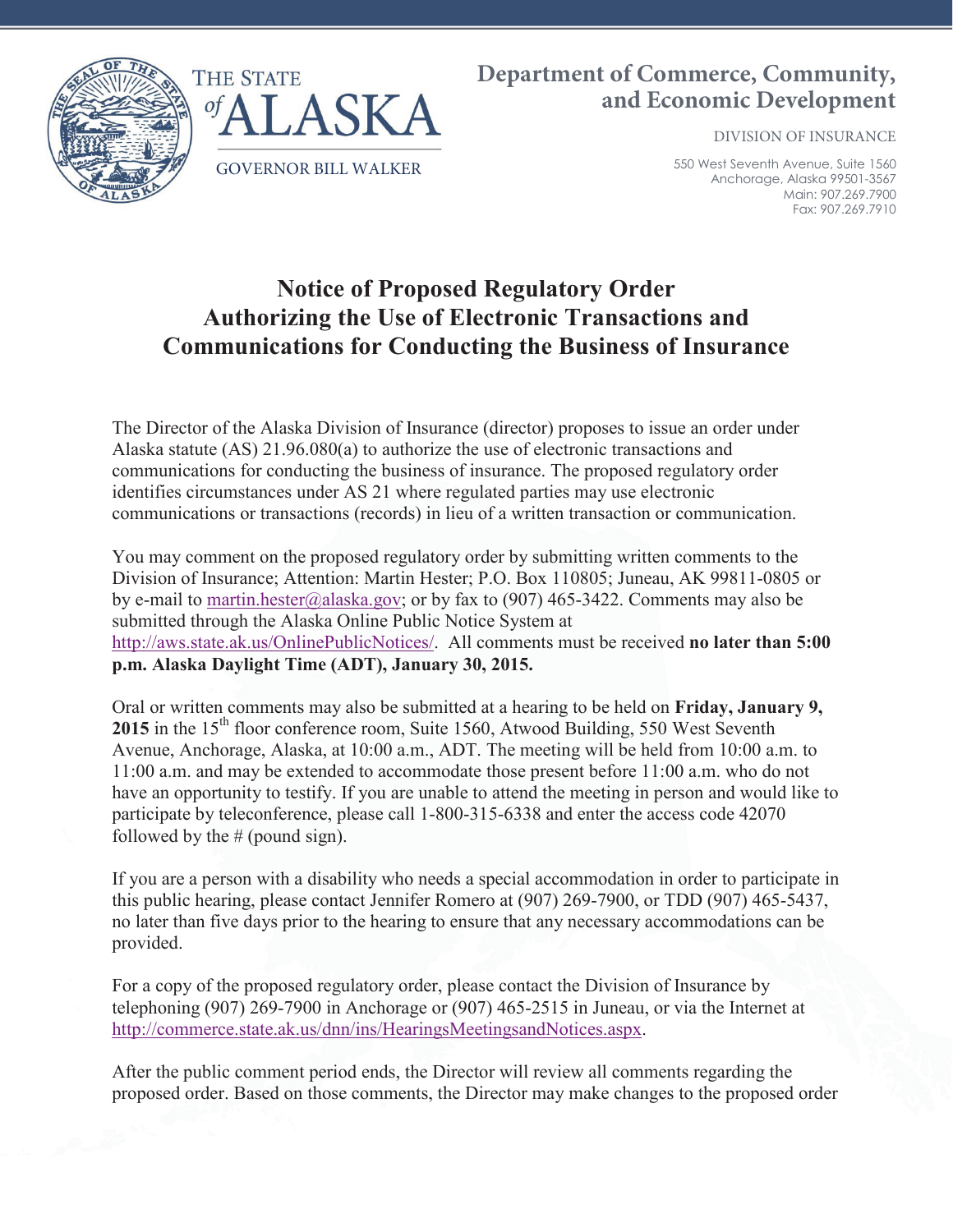THE STATE *of* ALASKA

GOVERNOR BILL WALKER

**Department of Commerce, Community, and Economic Development**

DIVISION OF INSURANCE

550 West Seventh Avenue, Suite 1560
Anchorage, Alaska 99501-3567
Main: 907.269.7900
Fax: 907.269.7910

# Notice of Proposed Regulatory Order Authorizing the Use of Electronic Transactions and Communications for Conducting the Business of Insurance

The Director of the Alaska Division of Insurance (director) proposes to issue an order under Alaska statute (AS) 21.96.080(a) to authorize the use of electronic transactions and communications for conducting the business of insurance. The proposed regulatory order identifies circumstances under AS 21 where regulated parties may use electronic communications or transactions (records) in lieu of a written transaction or communication.

You may comment on the proposed regulatory order by submitting written comments to the Division of Insurance; Attention: Martin Hester; P.O. Box 110805; Juneau, AK 99811-0805 or by e-mail to martin.hester@alaska.gov; or by fax to (907) 465-3422. Comments may also be submitted through the Alaska Online Public Notice System at http://aws.state.ak.us/OnlinePublicNotices/. All comments must be received **no later than 5:00 p.m. Alaska Daylight Time (ADT), January 30, 2015.**

Oral or written comments may also be submitted at a hearing to be held on **Friday, January 9, 2015** in the 15th floor conference room, Suite 1560, Atwood Building, 550 West Seventh Avenue, Anchorage, Alaska, at 10:00 a.m., ADT. The meeting will be held from 10:00 a.m. to 11:00 a.m. and may be extended to accommodate those present before 11:00 a.m. who do not have an opportunity to testify. If you are unable to attend the meeting in person and would like to participate by teleconference, please call 1-800-315-6338 and enter the access code 42070 followed by the # (pound sign).

If you are a person with a disability who needs a special accommodation in order to participate in this public hearing, please contact Jennifer Romero at (907) 269-7900, or TDD (907) 465-5437, no later than five days prior to the hearing to ensure that any necessary accommodations can be provided.

For a copy of the proposed regulatory order, please contact the Division of Insurance by telephoning (907) 269-7900 in Anchorage or (907) 465-2515 in Juneau, or via the Internet at http://commerce.state.ak.us/dnn/ins/HearingsMeetingsandNotices.aspx.

After the public comment period ends, the Director will review all comments regarding the proposed order. Based on those comments, the Director may make changes to the proposed order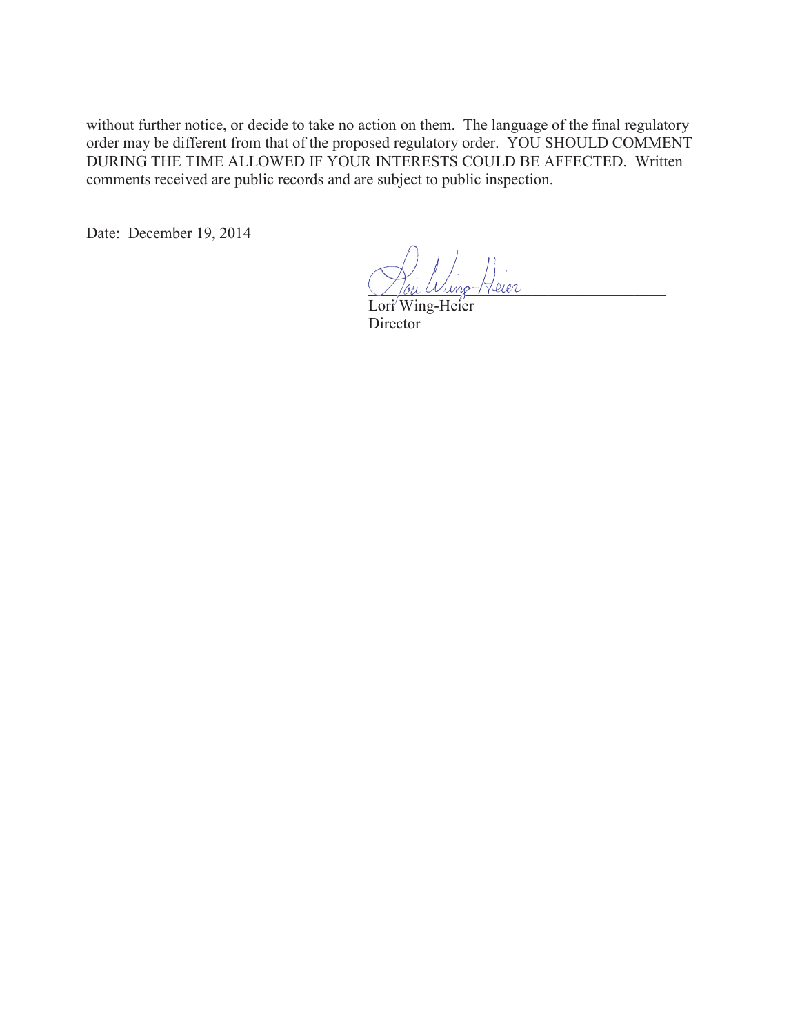without further notice, or decide to take no action on them. The language of the final regulatory order may be different from that of the proposed regulatory order. YOU SHOULD COMMENT DURING THE TIME ALLOWED IF YOUR INTERESTS COULD BE AFFECTED. Written comments received are public records and are subject to public inspection.

Date: December 19, 2014

Lori Wing-Heier
Director